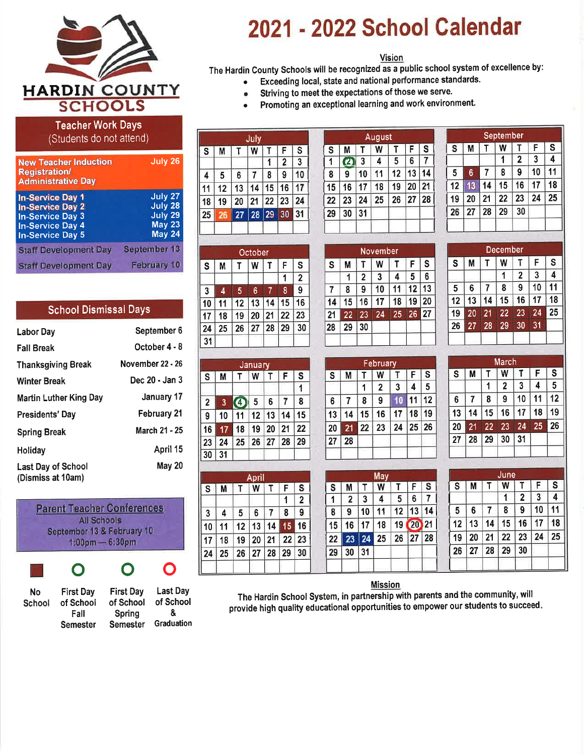# 2021 - 2022 School Calendar

HARDIN COUNTY SCHOOLS

## Vision

The Hardin County Schools will be recognized as a public school system of excellence by:

- Exceeding local, state and national performance standards.
- Striving to meet the expectations of those we serve.
- Promoting an exceptional learning and work environment.

## Teacher Work Days
(Students do not attend)

| | |
|---|---|
| New Teacher Induction Registration/ Administrative Day | July 26 |
| In-Service Day 1 | July 27 |
| In-Service Day 2 | July 28 |
| In-Service Day 3 | July 29 |
| In-Service Day 4 | May 23 |
| In-Service Day 5 | May 24 |
| Staff Development Day | September 13 |
| Staff Development Day | February 10 |

## School Dismissal Days

| | |
|---|---|
| Labor Day | September 6 |
| Fall Break | October 4 - 8 |
| Thanksgiving Break | November 22 - 26 |
| Winter Break | Dec 20 - Jan 3 |
| Martin Luther King Day | January 17 |
| Presidents' Day | February 21 |
| Spring Break | March 21 - 25 |
| Holiday | April 15 |
| Last Day of School (Dismiss at 10am) | May 20 |

**Parent Teacher Conferences**
All Schools
September 13 & February 10
1:00pm — 6:30pm

Legend: No School | First Day of School Fall Semester | First Day of School Spring Semester | Last Day of School & Graduation

### July

| S | M | T | W | T | F | S |
|---|---|---|---|---|---|---|
| | | | | 1 | 2 | 3 |
| 4 | 5 | 6 | 7 | 8 | 9 | 10 |
| 11 | 12 | 13 | 14 | 15 | 16 | 17 |
| 18 | 19 | 20 | 21 | 22 | 23 | 24 |
| 25 | 26 | 27 | 28 | 29 | 30 | 31 |

### August

| S | M | T | W | T | F | S |
|---|---|---|---|---|---|---|
| 1 | 2 | 3 | 4 | 5 | 6 | 7 |
| 8 | 9 | 10 | 11 | 12 | 13 | 14 |
| 15 | 16 | 17 | 18 | 19 | 20 | 21 |
| 22 | 23 | 24 | 25 | 26 | 27 | 28 |
| 29 | 30 | 31 | | | | |

### September

| S | M | T | W | T | F | S |
|---|---|---|---|---|---|---|
| | | | 1 | 2 | 3 | 4 |
| 5 | 6 | 7 | 8 | 9 | 10 | 11 |
| 12 | 13 | 14 | 15 | 16 | 17 | 18 |
| 19 | 20 | 21 | 22 | 23 | 24 | 25 |
| 26 | 27 | 28 | 29 | 30 | | |

### October

| S | M | T | W | T | F | S |
|---|---|---|---|---|---|---|
| | | | | | 1 | 2 |
| 3 | 4 | 5 | 6 | 7 | 8 | 9 |
| 10 | 11 | 12 | 13 | 14 | 15 | 16 |
| 17 | 18 | 19 | 20 | 21 | 22 | 23 |
| 24 | 25 | 26 | 27 | 28 | 29 | 30 |
| 31 | | | | | | |

### November

| S | M | T | W | T | F | S |
|---|---|---|---|---|---|---|
| | 1 | 2 | 3 | 4 | 5 | 6 |
| 7 | 8 | 9 | 10 | 11 | 12 | 13 |
| 14 | 15 | 16 | 17 | 18 | 19 | 20 |
| 21 | 22 | 23 | 24 | 25 | 26 | 27 |
| 28 | 29 | 30 | | | | |

### December

| S | M | T | W | T | F | S |
|---|---|---|---|---|---|---|
| | | | 1 | 2 | 3 | 4 |
| 5 | 6 | 7 | 8 | 9 | 10 | 11 |
| 12 | 13 | 14 | 15 | 16 | 17 | 18 |
| 19 | 20 | 21 | 22 | 23 | 24 | 25 |
| 26 | 27 | 28 | 29 | 30 | 31 | |

### January

| S | M | T | W | T | F | S |
|---|---|---|---|---|---|---|
| | | | | | | 1 |
| 2 | 3 | 4 | 5 | 6 | 7 | 8 |
| 9 | 10 | 11 | 12 | 13 | 14 | 15 |
| 16 | 17 | 18 | 19 | 20 | 21 | 22 |
| 23 | 24 | 25 | 26 | 27 | 28 | 29 |
| 30 | 31 | | | | | |

### February

| S | M | T | W | T | F | S |
|---|---|---|---|---|---|---|
| | | 1 | 2 | 3 | 4 | 5 |
| 6 | 7 | 8 | 9 | 10 | 11 | 12 |
| 13 | 14 | 15 | 16 | 17 | 18 | 19 |
| 20 | 21 | 22 | 23 | 24 | 25 | 26 |
| 27 | 28 | | | | | |

### March

| S | M | T | W | T | F | S |
|---|---|---|---|---|---|---|
| | | 1 | 2 | 3 | 4 | 5 |
| 6 | 7 | 8 | 9 | 10 | 11 | 12 |
| 13 | 14 | 15 | 16 | 17 | 18 | 19 |
| 20 | 21 | 22 | 23 | 24 | 25 | 26 |
| 27 | 28 | 29 | 30 | 31 | | |

### April

| S | M | T | W | T | F | S |
|---|---|---|---|---|---|---|
| | | | | | 1 | 2 |
| 3 | 4 | 5 | 6 | 7 | 8 | 9 |
| 10 | 11 | 12 | 13 | 14 | 15 | 16 |
| 17 | 18 | 19 | 20 | 21 | 22 | 23 |
| 24 | 25 | 26 | 27 | 28 | 29 | 30 |

### May

| S | M | T | W | T | F | S |
|---|---|---|---|---|---|---|
| 1 | 2 | 3 | 4 | 5 | 6 | 7 |
| 8 | 9 | 10 | 11 | 12 | 13 | 14 |
| 15 | 16 | 17 | 18 | 19 | 20 | 21 |
| 22 | 23 | 24 | 25 | 26 | 27 | 28 |
| 29 | 30 | 31 | | | | |

### June

| S | M | T | W | T | F | S |
|---|---|---|---|---|---|---|
| | | | 1 | 2 | 3 | 4 |
| 5 | 6 | 7 | 8 | 9 | 10 | 11 |
| 12 | 13 | 14 | 15 | 16 | 17 | 18 |
| 19 | 20 | 21 | 22 | 23 | 24 | 25 |
| 26 | 27 | 28 | 29 | 30 | | |

## Mission

The Hardin School System, in partnership with parents and the community, will provide high quality educational opportunities to empower our students to succeed.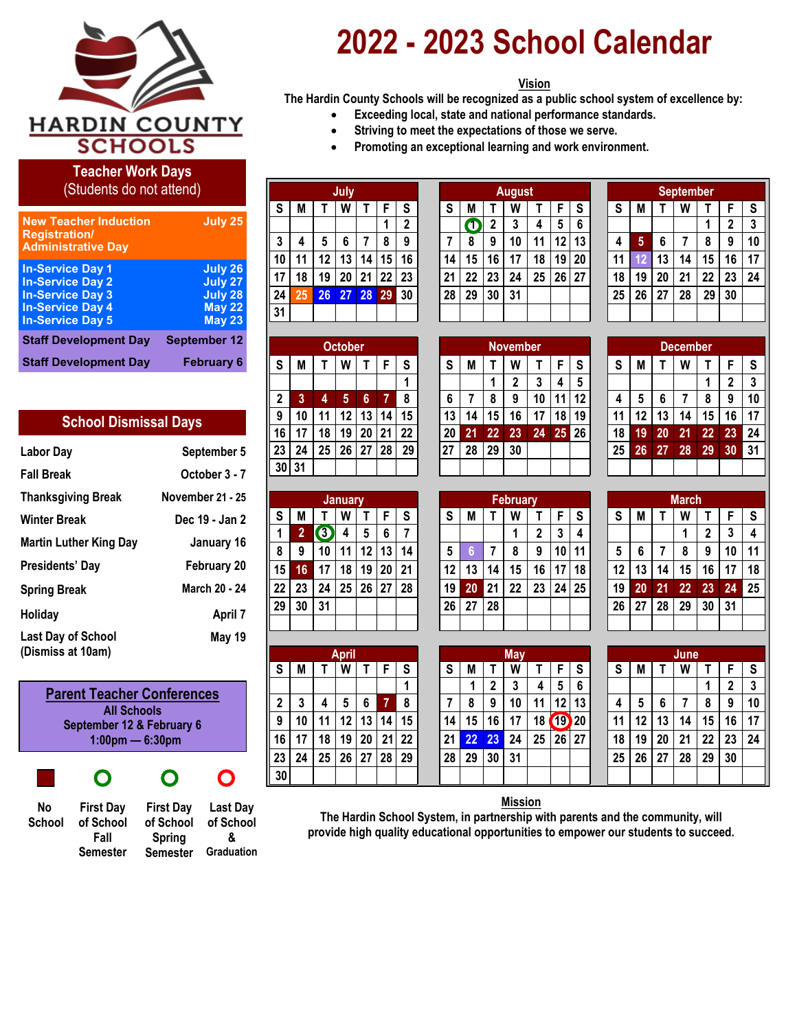# 2022 - 2023 School Calendar

HARDIN COUNTY SCHOOLS

**Vision**

The Hardin County Schools will be recognized as a public school system of excellence by:

- Exceeding local, state and national performance standards.
- Striving to meet the expectations of those we serve.
- Promoting an exceptional learning and work environment.

## Teacher Work Days
(Students do not attend)

| | |
|---|---|
| New Teacher Induction Registration/ Administrative Day | July 25 |
| In-Service Day 1 | July 26 |
| In-Service Day 2 | July 27 |
| In-Service Day 3 | July 28 |
| In-Service Day 4 | May 22 |
| In-Service Day 5 | May 23 |
| Staff Development Day | September 12 |
| Staff Development Day | February 6 |

## School Dismissal Days

| | |
|---|---|
| Labor Day | September 5 |
| Fall Break | October 3 - 7 |
| Thanksgiving Break | November 21 - 25 |
| Winter Break | Dec 19 - Jan 2 |
| Martin Luther King Day | January 16 |
| Presidents' Day | February 20 |
| Spring Break | March 20 - 24 |
| Holiday | April 7 |
| Last Day of School (Dismiss at 10am) | May 19 |

## Parent Teacher Conferences
All Schools
September 12 & February 6
1:00pm — 6:30pm

Legend: No School | First Day of School Fall Semester | First Day of School Spring Semester | Last Day of School & Graduation

### July

| S | M | T | W | T | F | S |
|---|---|---|---|---|---|---|
| | | | | | 1 | 2 |
| 3 | 4 | 5 | 6 | 7 | 8 | 9 |
| 10 | 11 | 12 | 13 | 14 | 15 | 16 |
| 17 | 18 | 19 | 20 | 21 | 22 | 23 |
| 24 | 25 | 26 | 27 | 28 | 29 | 30 |
| 31 | | | | | | |

### August

| S | M | T | W | T | F | S |
|---|---|---|---|---|---|---|
| | 1 | 2 | 3 | 4 | 5 | 6 |
| 7 | 8 | 9 | 10 | 11 | 12 | 13 |
| 14 | 15 | 16 | 17 | 18 | 19 | 20 |
| 21 | 22 | 23 | 24 | 25 | 26 | 27 |
| 28 | 29 | 30 | 31 | | | |

### September

| S | M | T | W | T | F | S |
|---|---|---|---|---|---|---|
| | | | | 1 | 2 | 3 |
| 4 | 5 | 6 | 7 | 8 | 9 | 10 |
| 11 | 12 | 13 | 14 | 15 | 16 | 17 |
| 18 | 19 | 20 | 21 | 22 | 23 | 24 |
| 25 | 26 | 27 | 28 | 29 | 30 | |

### October

| S | M | T | W | T | F | S |
|---|---|---|---|---|---|---|
| | | | | | | 1 |
| 2 | 3 | 4 | 5 | 6 | 7 | 8 |
| 9 | 10 | 11 | 12 | 13 | 14 | 15 |
| 16 | 17 | 18 | 19 | 20 | 21 | 22 |
| 23 | 24 | 25 | 26 | 27 | 28 | 29 |
| 30 | 31 | | | | | |

### November

| S | M | T | W | T | F | S |
|---|---|---|---|---|---|---|
| | | 1 | 2 | 3 | 4 | 5 |
| 6 | 7 | 8 | 9 | 10 | 11 | 12 |
| 13 | 14 | 15 | 16 | 17 | 18 | 19 |
| 20 | 21 | 22 | 23 | 24 | 25 | 26 |
| 27 | 28 | 29 | 30 | | | |

### December

| S | M | T | W | T | F | S |
|---|---|---|---|---|---|---|
| | | | | 1 | 2 | 3 |
| 4 | 5 | 6 | 7 | 8 | 9 | 10 |
| 11 | 12 | 13 | 14 | 15 | 16 | 17 |
| 18 | 19 | 20 | 21 | 22 | 23 | 24 |
| 25 | 26 | 27 | 28 | 29 | 30 | 31 |

### January

| S | M | T | W | T | F | S |
|---|---|---|---|---|---|---|
| 1 | 2 | 3 | 4 | 5 | 6 | 7 |
| 8 | 9 | 10 | 11 | 12 | 13 | 14 |
| 15 | 16 | 17 | 18 | 19 | 20 | 21 |
| 22 | 23 | 24 | 25 | 26 | 27 | 28 |
| 29 | 30 | 31 | | | | |

### February

| S | M | T | W | T | F | S |
|---|---|---|---|---|---|---|
| | | | 1 | 2 | 3 | 4 |
| 5 | 6 | 7 | 8 | 9 | 10 | 11 |
| 12 | 13 | 14 | 15 | 16 | 17 | 18 |
| 19 | 20 | 21 | 22 | 23 | 24 | 25 |
| 26 | 27 | 28 | | | | |

### March

| S | M | T | W | T | F | S |
|---|---|---|---|---|---|---|
| | | | 1 | 2 | 3 | 4 |
| 5 | 6 | 7 | 8 | 9 | 10 | 11 |
| 12 | 13 | 14 | 15 | 16 | 17 | 18 |
| 19 | 20 | 21 | 22 | 23 | 24 | 25 |
| 26 | 27 | 28 | 29 | 30 | 31 | |

### April

| S | M | T | W | T | F | S |
|---|---|---|---|---|---|---|
| | | | | | | 1 |
| 2 | 3 | 4 | 5 | 6 | 7 | 8 |
| 9 | 10 | 11 | 12 | 13 | 14 | 15 |
| 16 | 17 | 18 | 19 | 20 | 21 | 22 |
| 23 | 24 | 25 | 26 | 27 | 28 | 29 |
| 30 | | | | | | |

### May

| S | M | T | W | T | F | S |
|---|---|---|---|---|---|---|
| | 1 | 2 | 3 | 4 | 5 | 6 |
| 7 | 8 | 9 | 10 | 11 | 12 | 13 |
| 14 | 15 | 16 | 17 | 18 | 19 | 20 |
| 21 | 22 | 23 | 24 | 25 | 26 | 27 |
| 28 | 29 | 30 | 31 | | | |

### June

| S | M | T | W | T | F | S |
|---|---|---|---|---|---|---|
| | | | | 1 | 2 | 3 |
| 4 | 5 | 6 | 7 | 8 | 9 | 10 |
| 11 | 12 | 13 | 14 | 15 | 16 | 17 |
| 18 | 19 | 20 | 21 | 22 | 23 | 24 |
| 25 | 26 | 27 | 28 | 29 | 30 | |

**Mission**

The Hardin School System, in partnership with parents and the community, will provide high quality educational opportunities to empower our students to succeed.